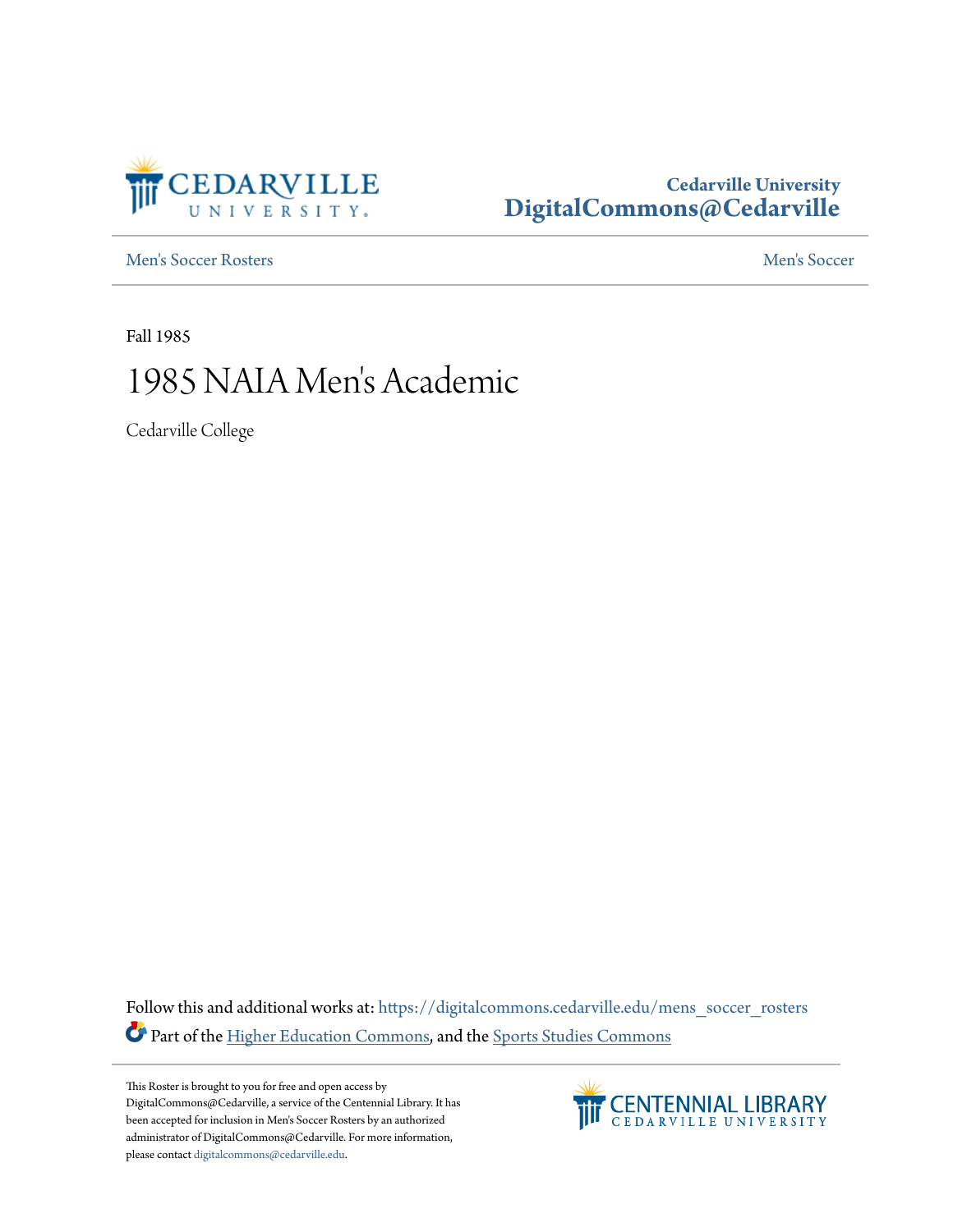Cedarville University
DigitalCommons@Cedarville

Men's Soccer Rosters | Men's Soccer

Fall 1985

# 1985 NAIA Men's Academic

Cedarville College

Follow this and additional works at: https://digitalcommons.cedarville.edu/mens_soccer_rosters

Part of the Higher Education Commons, and the Sports Studies Commons

This Roster is brought to you for free and open access by DigitalCommons@Cedarville, a service of the Centennial Library. It has been accepted for inclusion in Men's Soccer Rosters by an authorized administrator of DigitalCommons@Cedarville. For more information, please contact digitalcommons@cedarville.edu.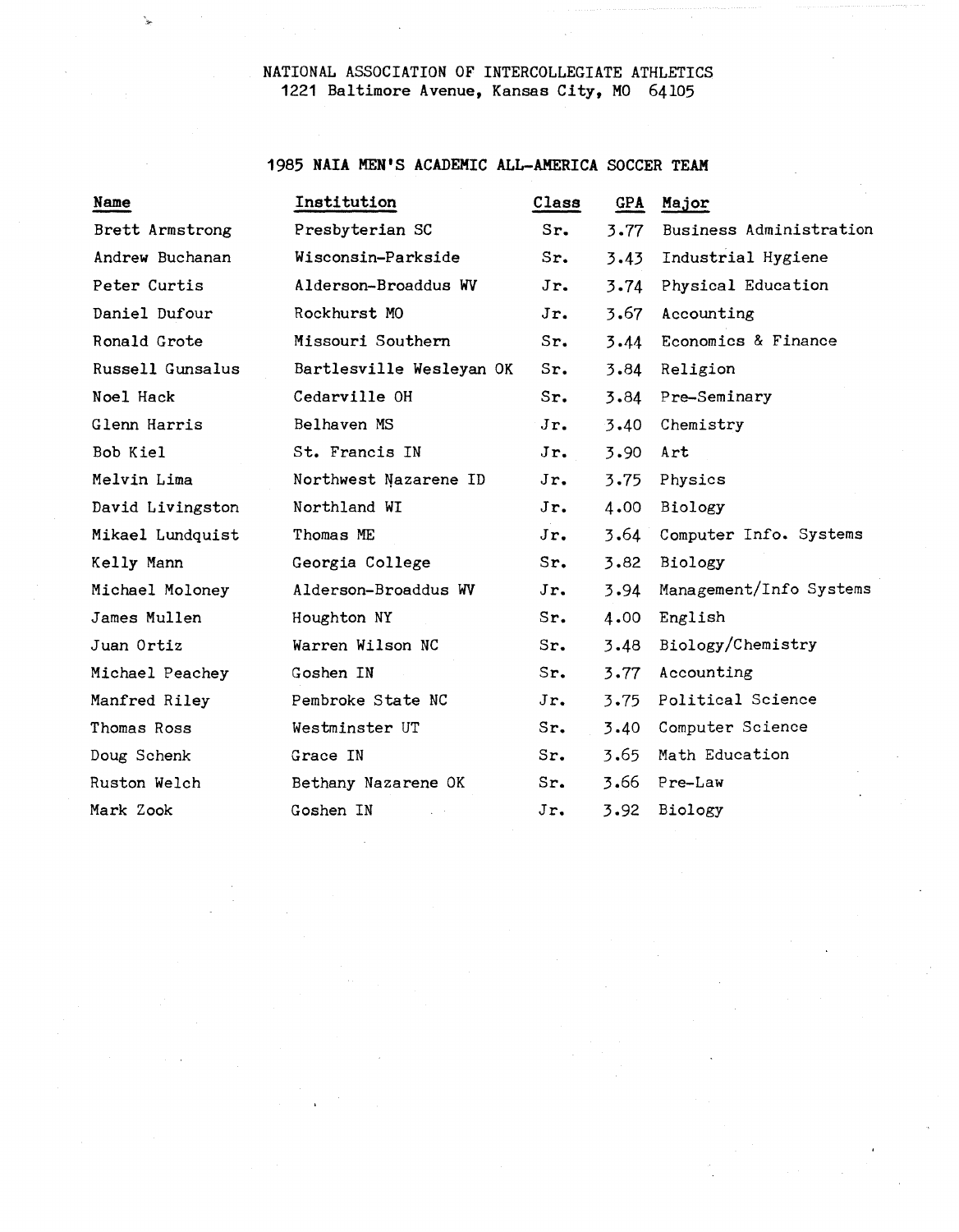NATIONAL ASSOCIATION OF INTERCOLLEGIATE ATHLETICS
1221 Baltimore Avenue, Kansas City, MO 64105

## 1985 NAIA MEN'S ACADEMIC ALL-AMERICA SOCCER TEAM

| Name | Institution | Class | GPA | Major |
|---|---|---|---|---|
| Brett Armstrong | Presbyterian SC | Sr. | 3.77 | Business Administration |
| Andrew Buchanan | Wisconsin-Parkside | Sr. | 3.43 | Industrial Hygiene |
| Peter Curtis | Alderson-Broaddus WV | Jr. | 3.74 | Physical Education |
| Daniel Dufour | Rockhurst MO | Jr. | 3.67 | Accounting |
| Ronald Grote | Missouri Southern | Sr. | 3.44 | Economics & Finance |
| Russell Gunsalus | Bartlesville Wesleyan OK | Sr. | 3.84 | Religion |
| Noel Hack | Cedarville OH | Sr. | 3.84 | Pre-Seminary |
| Glenn Harris | Belhaven MS | Jr. | 3.40 | Chemistry |
| Bob Kiel | St. Francis IN | Jr. | 3.90 | Art |
| Melvin Lima | Northwest Nazarene ID | Jr. | 3.75 | Physics |
| David Livingston | Northland WI | Jr. | 4.00 | Biology |
| Mikael Lundquist | Thomas ME | Jr. | 3.64 | Computer Info. Systems |
| Kelly Mann | Georgia College | Sr. | 3.82 | Biology |
| Michael Moloney | Alderson-Broaddus WV | Jr. | 3.94 | Management/Info Systems |
| James Mullen | Houghton NY | Sr. | 4.00 | English |
| Juan Ortiz | Warren Wilson NC | Sr. | 3.48 | Biology/Chemistry |
| Michael Peachey | Goshen IN | Sr. | 3.77 | Accounting |
| Manfred Riley | Pembroke State NC | Jr. | 3.75 | Political Science |
| Thomas Ross | Westminster UT | Sr. | 3.40 | Computer Science |
| Doug Schenk | Grace IN | Sr. | 3.65 | Math Education |
| Ruston Welch | Bethany Nazarene OK | Sr. | 3.66 | Pre-Law |
| Mark Zook | Goshen IN | Jr. | 3.92 | Biology |